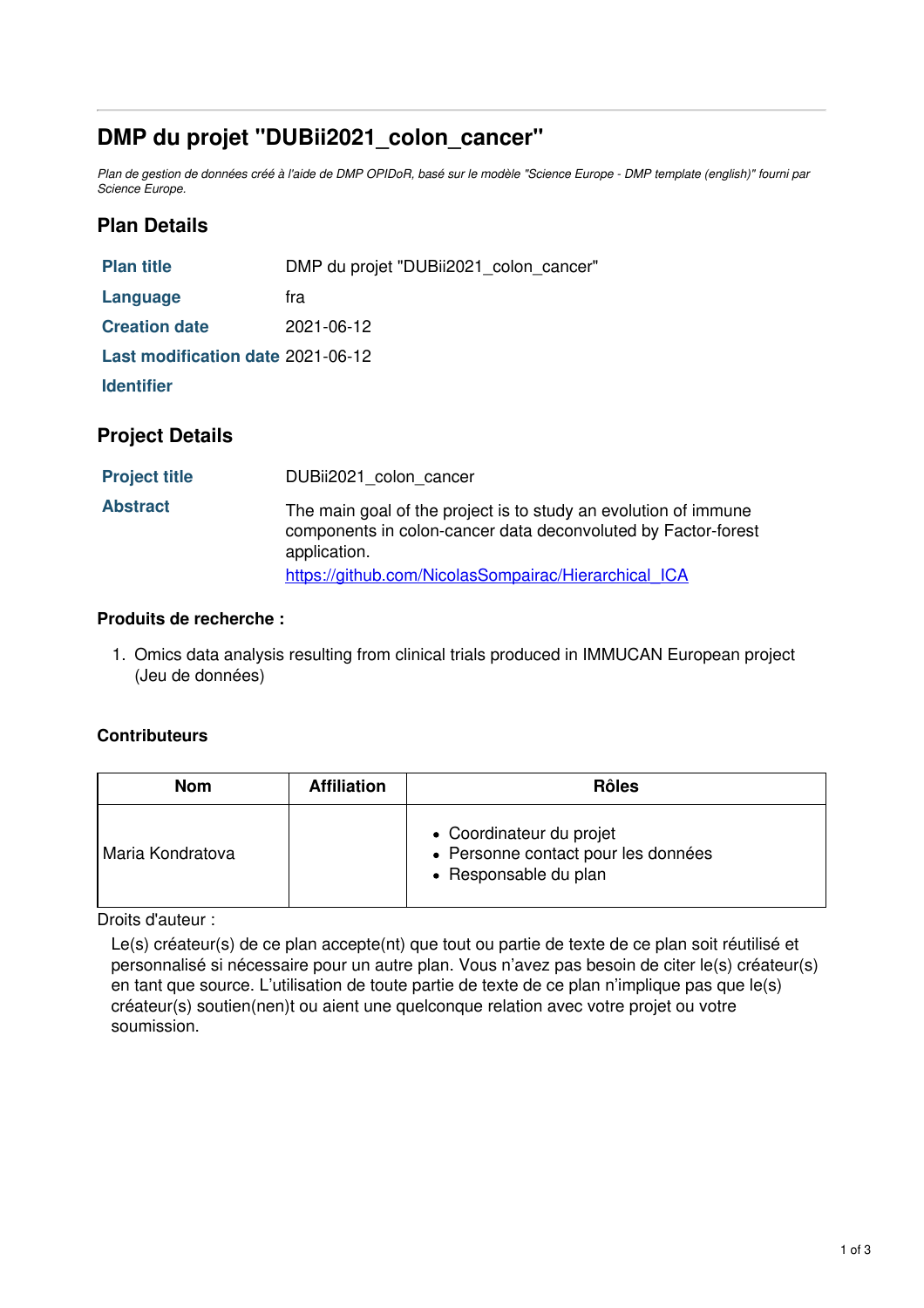# DMP du projet "DUBii2021_colon_cancer"

*Plan de gestion de données créé à l'aide de DMP OPIDoR, basé sur le modèle "Science Europe - DMP template (english)" fourni par Science Europe.*

## Plan Details

| | |
|---|---|
| **Plan title** | DMP du projet "DUBii2021_colon_cancer" |
| **Language** | fra |
| **Creation date** | 2021-06-12 |
| **Last modification date** | 2021-06-12 |
| **Identifier** | |

## Project Details

| | |
|---|---|
| **Project title** | DUBii2021_colon_cancer |
| **Abstract** | The main goal of the project is to study an evolution of immune components in colon-cancer data deconvoluted by Factor-forest application. [https://github.com/NicolasSompairac/Hierarchical_ICA](https://github.com/NicolasSompairac/Hierarchical_ICA) |

### Produits de recherche :

1. Omics data analysis resulting from clinical trials produced in IMMUCAN European project (Jeu de données)

### Contributeurs

| Nom | Affiliation | Rôles |
|---|---|---|
| Maria Kondratova | | • Coordinateur du projet<br>• Personne contact pour les données<br>• Responsable du plan |

Droits d'auteur :

Le(s) créateur(s) de ce plan accepte(nt) que tout ou partie de texte de ce plan soit réutilisé et personnalisé si nécessaire pour un autre plan. Vous n'avez pas besoin de citer le(s) créateur(s) en tant que source. L'utilisation de toute partie de texte de ce plan n'implique pas que le(s) créateur(s) soutien(nen)t ou aient une quelconque relation avec votre projet ou votre soumission.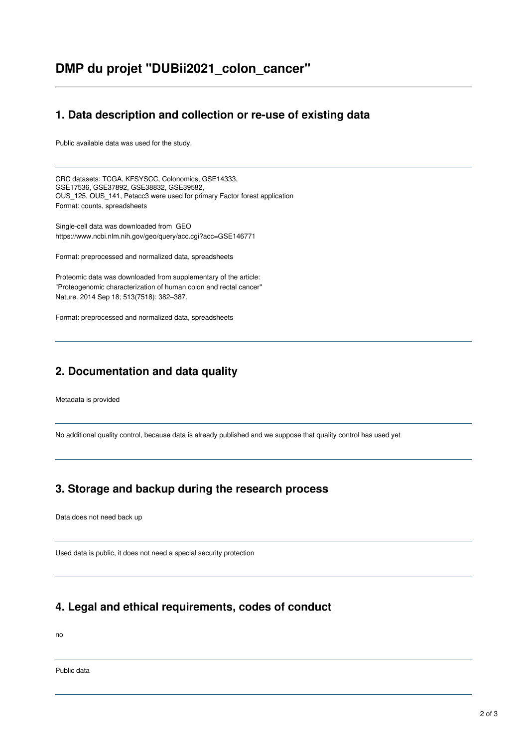# DMP du projet "DUBii2021_colon_cancer"

## 1. Data description and collection or re-use of existing data

Public available data was used for the study.

---

CRC datasets: TCGA, KFSYSCC, Colonomics, GSE14333,
GSE17536, GSE37892, GSE38832, GSE39582,
OUS_125, OUS_141, Petacc3 were used for primary Factor forest application
Format: counts, spreadsheets

Single-cell data was downloaded from GEO
https://www.ncbi.nlm.nih.gov/geo/query/acc.cgi?acc=GSE146771

Format: preprocessed and normalized data, spreadsheets

Proteomic data was downloaded from supplementary of the article:
"Proteogenomic characterization of human colon and rectal cancer"
Nature. 2014 Sep 18; 513(7518): 382–387.

Format: preprocessed and normalized data, spreadsheets

---

## 2. Documentation and data quality

Metadata is provided

---

No additional quality control, because data is already published and we suppose that quality control has used yet

---

## 3. Storage and backup during the research process

Data does not need back up

---

Used data is public, it does not need a special security protection

---

## 4. Legal and ethical requirements, codes of conduct

no

---

Public data

---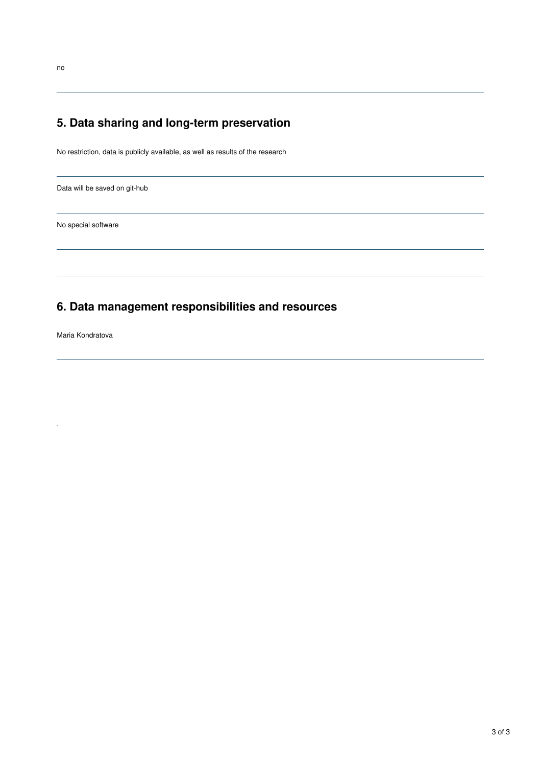no

## 5. Data sharing and long-term preservation

No restriction, data is publicly available, as well as results of the research

Data will be saved on git-hub

No special software

## 6. Data management responsibilities and resources

Maria Kondratova